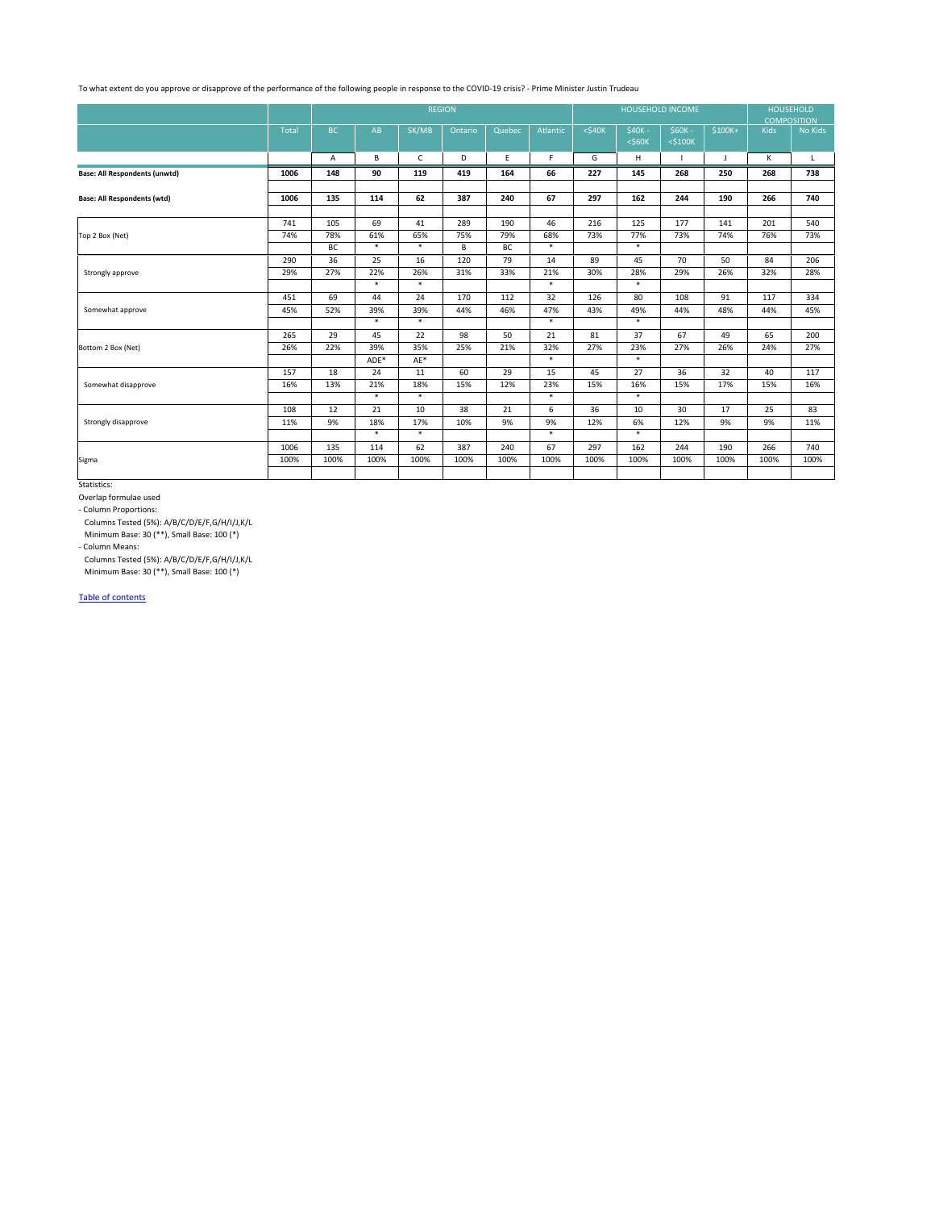To what extent do you approve or disapprove of the performance of the following people in response to the COVID-19 crisis? - Prime Minister Justin Trudeau

| | | REGION | | | | | | HOUSEHOLD INCOME | | | | HOUSEHOLD COMPOSITION | |
|---|---|---|---|---|---|---|---|---|---|---|---|---|---|
| | Total | BC | AB | SK/MB | Ontario | Quebec | Atlantic | <$40K | $40K - <$60K | $60K - <$100K | $100K+ | Kids | No Kids |
| | | A | B | C | D | E | F | G | H | I | J | K | L |
| **Base: All Respondents (unwtd)** | **1006** | **148** | **90** | **119** | **419** | **164** | **66** | **227** | **145** | **268** | **250** | **268** | **738** |
| **Base: All Respondents (wtd)** | **1006** | **135** | **114** | **62** | **387** | **240** | **67** | **297** | **162** | **244** | **190** | **266** | **740** |
| Top 2 Box (Net) | 741 | 105 | 69 | 41 | 289 | 190 | 46 | 216 | 125 | 177 | 141 | 201 | 540 |
| | 74% | 78% | 61% | 65% | 75% | 79% | 68% | 73% | 77% | 73% | 74% | 76% | 73% |
| | | BC | * | * | B | BC | * | | * | | | | |
| Strongly approve | 290 | 36 | 25 | 16 | 120 | 79 | 14 | 89 | 45 | 70 | 50 | 84 | 206 |
| | 29% | 27% | 22% | 26% | 31% | 33% | 21% | 30% | 28% | 29% | 26% | 32% | 28% |
| | | | * | * | | | * | | * | | | | |
| Somewhat approve | 451 | 69 | 44 | 24 | 170 | 112 | 32 | 126 | 80 | 108 | 91 | 117 | 334 |
| | 45% | 52% | 39% | 39% | 44% | 46% | 47% | 43% | 49% | 44% | 48% | 44% | 45% |
| | | | * | * | | | * | | * | | | | |
| Bottom 2 Box (Net) | 265 | 29 | 45 | 22 | 98 | 50 | 21 | 81 | 37 | 67 | 49 | 65 | 200 |
| | 26% | 22% | 39% | 35% | 25% | 21% | 32% | 27% | 23% | 27% | 26% | 24% | 27% |
| | | | ADE* | AE* | | | * | | * | | | | |
| Somewhat disapprove | 157 | 18 | 24 | 11 | 60 | 29 | 15 | 45 | 27 | 36 | 32 | 40 | 117 |
| | 16% | 13% | 21% | 18% | 15% | 12% | 23% | 15% | 16% | 15% | 17% | 15% | 16% |
| | | | * | * | | | * | | * | | | | |
| Strongly disapprove | 108 | 12 | 21 | 10 | 38 | 21 | 6 | 36 | 10 | 30 | 17 | 25 | 83 |
| | 11% | 9% | 18% | 17% | 10% | 9% | 9% | 12% | 6% | 12% | 9% | 9% | 11% |
| | | | * | * | | | * | | * | | | | |
| Sigma | 1006 | 135 | 114 | 62 | 387 | 240 | 67 | 297 | 162 | 244 | 190 | 266 | 740 |
| | 100% | 100% | 100% | 100% | 100% | 100% | 100% | 100% | 100% | 100% | 100% | 100% | 100% |

Statistics:

Overlap formulae used

- Column Proportions:

  Columns Tested (5%): A/B/C/D/E/F,G/H/I/J,K/L

  Minimum Base: 30 (**), Small Base: 100 (*)

- Column Means:

  Columns Tested (5%): A/B/C/D/E/F,G/H/I/J,K/L

  Minimum Base: 30 (**), Small Base: 100 (*)

Table of contents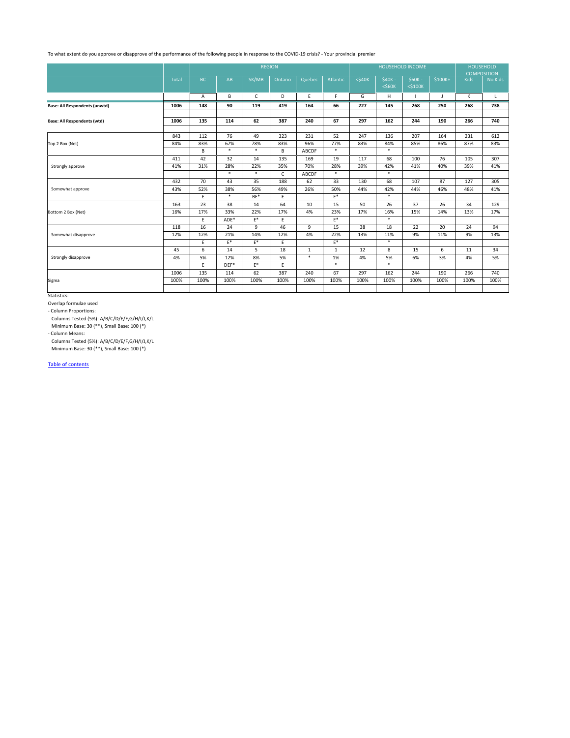To what extent do you approve or disapprove of the performance of the following people in response to the COVID-19 crisis? - Your provincial premier

| | | REGION | | | | | | HOUSEHOLD INCOME | | | | HOUSEHOLD COMPOSITION | |
|---|---|---|---|---|---|---|---|---|---|---|---|---|---|
| | Total | BC | AB | SK/MB | Ontario | Quebec | Atlantic | <$40K | $40K - <$60K | $60K - <$100K | $100K+ | Kids | No Kids |
| | | A | B | C | D | E | F | G | H | I | J | K | L |
| **Base: All Respondents (unwtd)** | **1006** | **148** | **90** | **119** | **419** | **164** | **66** | **227** | **145** | **268** | **250** | **268** | **738** |
| **Base: All Respondents (wtd)** | **1006** | **135** | **114** | **62** | **387** | **240** | **67** | **297** | **162** | **244** | **190** | **266** | **740** |
| Top 2 Box (Net) | 843 | 112 | 76 | 49 | 323 | 231 | 52 | 247 | 136 | 207 | 164 | 231 | 612 |
| | 84% | 83% | 67% | 78% | 83% | 96% | 77% | 83% | 84% | 85% | 86% | 87% | 83% |
| | | B | * | * | B | ABCDF | * | | * | | | | |
| Strongly approve | 411 | 42 | 32 | 14 | 135 | 169 | 19 | 117 | 68 | 100 | 76 | 105 | 307 |
| | 41% | 31% | 28% | 22% | 35% | 70% | 28% | 39% | 42% | 41% | 40% | 39% | 41% |
| | | | * | * | C | ABCDF | * | | * | | | | |
| Somewhat approve | 432 | 70 | 43 | 35 | 188 | 62 | 33 | 130 | 68 | 107 | 87 | 127 | 305 |
| | 43% | 52% | 38% | 56% | 49% | 26% | 50% | 44% | 42% | 44% | 46% | 48% | 41% |
| | | E | * | BE* | E | | E* | | * | | | | |
| Bottom 2 Box (Net) | 163 | 23 | 38 | 14 | 64 | 10 | 15 | 50 | 26 | 37 | 26 | 34 | 129 |
| | 16% | 17% | 33% | 22% | 17% | 4% | 23% | 17% | 16% | 15% | 14% | 13% | 17% |
| | | E | ADE* | E* | E | | E* | | * | | | | |
| Somewhat disapprove | 118 | 16 | 24 | 9 | 46 | 9 | 15 | 38 | 18 | 22 | 20 | 24 | 94 |
| | 12% | 12% | 21% | 14% | 12% | 4% | 22% | 13% | 11% | 9% | 11% | 9% | 13% |
| | | E | E* | E* | E | | E* | | * | | | | |
| Strongly disapprove | 45 | 6 | 14 | 5 | 18 | 1 | 1 | 12 | 8 | 15 | 6 | 11 | 34 |
| | 4% | 5% | 12% | 8% | 5% | * | 1% | 4% | 5% | 6% | 3% | 4% | 5% |
| | | E | DEF* | E* | E | | * | | * | | | | |
| Sigma | 1006 | 135 | 114 | 62 | 387 | 240 | 67 | 297 | 162 | 244 | 190 | 266 | 740 |
| | 100% | 100% | 100% | 100% | 100% | 100% | 100% | 100% | 100% | 100% | 100% | 100% | 100% |

Statistics:

Overlap formulae used

- Column Proportions:
  Columns Tested (5%): A/B/C/D/E/F,G/H/I/J,K/L
  Minimum Base: 30 (**), Small Base: 100 (*)
- Column Means:
  Columns Tested (5%): A/B/C/D/E/F,G/H/I/J,K/L
  Minimum Base: 30 (**), Small Base: 100 (*)

Table of contents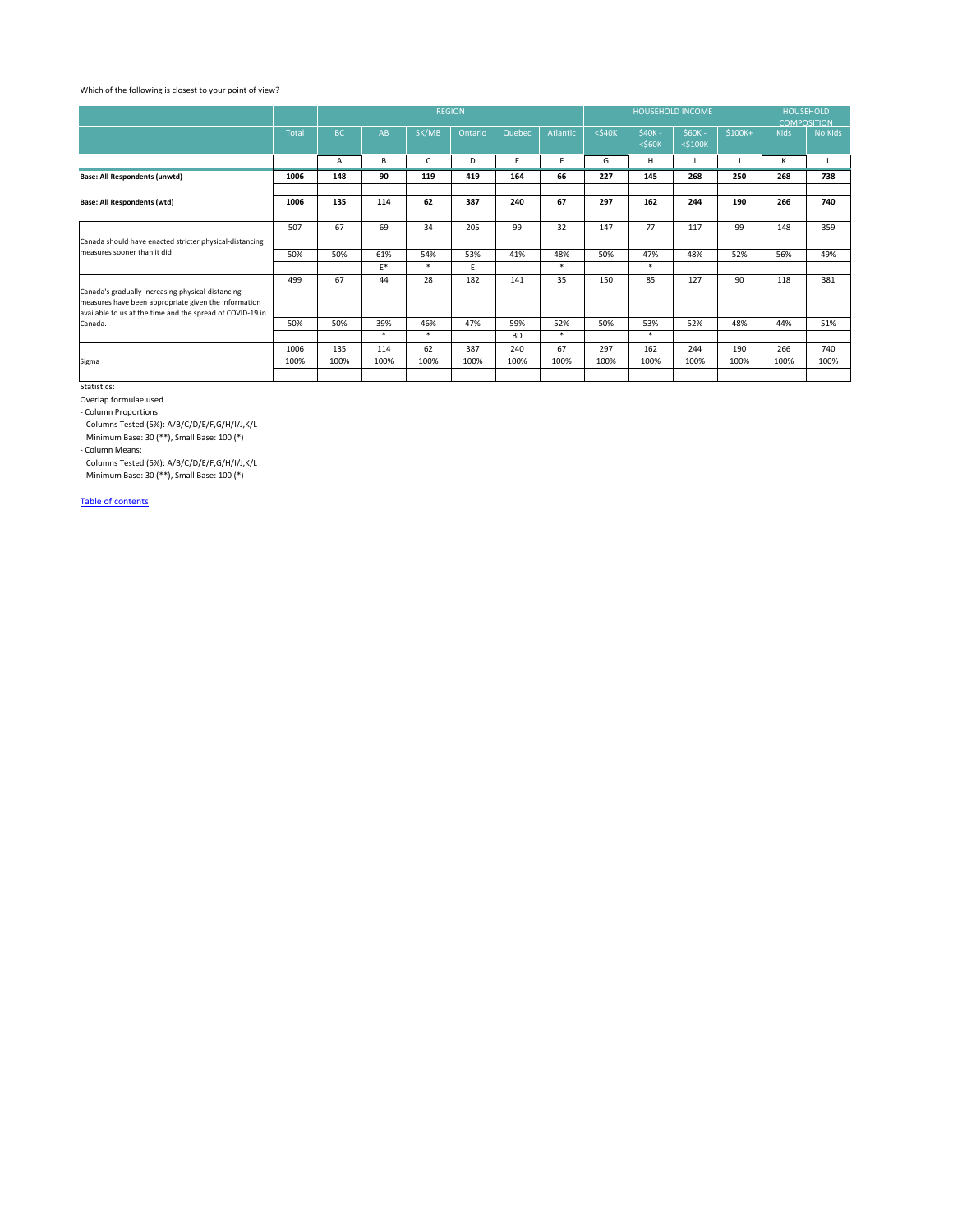Which of the following is closest to your point of view?

| | | REGION | | | | | | HOUSEHOLD INCOME | | | | HOUSEHOLD COMPOSITION | |
|---|---|---|---|---|---|---|---|---|---|---|---|---|---|
| | Total | BC | AB | SK/MB | Ontario | Quebec | Atlantic | <$40K | $40K - <$60K | $60K - <$100K | $100K+ | Kids | No Kids |
| | | A | B | C | D | E | F | G | H | I | J | K | L |
| **Base: All Respondents (unwtd)** | **1006** | **148** | **90** | **119** | **419** | **164** | **66** | **227** | **145** | **268** | **250** | **268** | **738** |
| **Base: All Respondents (wtd)** | **1006** | **135** | **114** | **62** | **387** | **240** | **67** | **297** | **162** | **244** | **190** | **266** | **740** |
| Canada should have enacted stricter physical-distancing measures sooner than it did | 507 | 67 | 69 | 34 | 205 | 99 | 32 | 147 | 77 | 117 | 99 | 148 | 359 |
| | 50% | 50% | 61% | 54% | 53% | 41% | 48% | 50% | 47% | 48% | 52% | 56% | 49% |
| | | | E* | * | E | | * | | * | | | | |
| Canada's gradually-increasing physical-distancing measures have been appropriate given the information available to us at the time and the spread of COVID-19 in Canada. | 499 | 67 | 44 | 28 | 182 | 141 | 35 | 150 | 85 | 127 | 90 | 118 | 381 |
| | 50% | 50% | 39% | 46% | 47% | 59% | 52% | 50% | 53% | 52% | 48% | 44% | 51% |
| | | | * | * | | BD | * | | * | | | | |
| Sigma | 1006 | 135 | 114 | 62 | 387 | 240 | 67 | 297 | 162 | 244 | 190 | 266 | 740 |
| | 100% | 100% | 100% | 100% | 100% | 100% | 100% | 100% | 100% | 100% | 100% | 100% | 100% |

Statistics:

Overlap formulae used

- Column Proportions:

 Columns Tested (5%): A/B/C/D/E/F,G/H/I/J,K/L

 Minimum Base: 30 (**), Small Base: 100 (*)

- Column Means:

 Columns Tested (5%): A/B/C/D/E/F,G/H/I/J,K/L

 Minimum Base: 30 (**), Small Base: 100 (*)

Table of contents